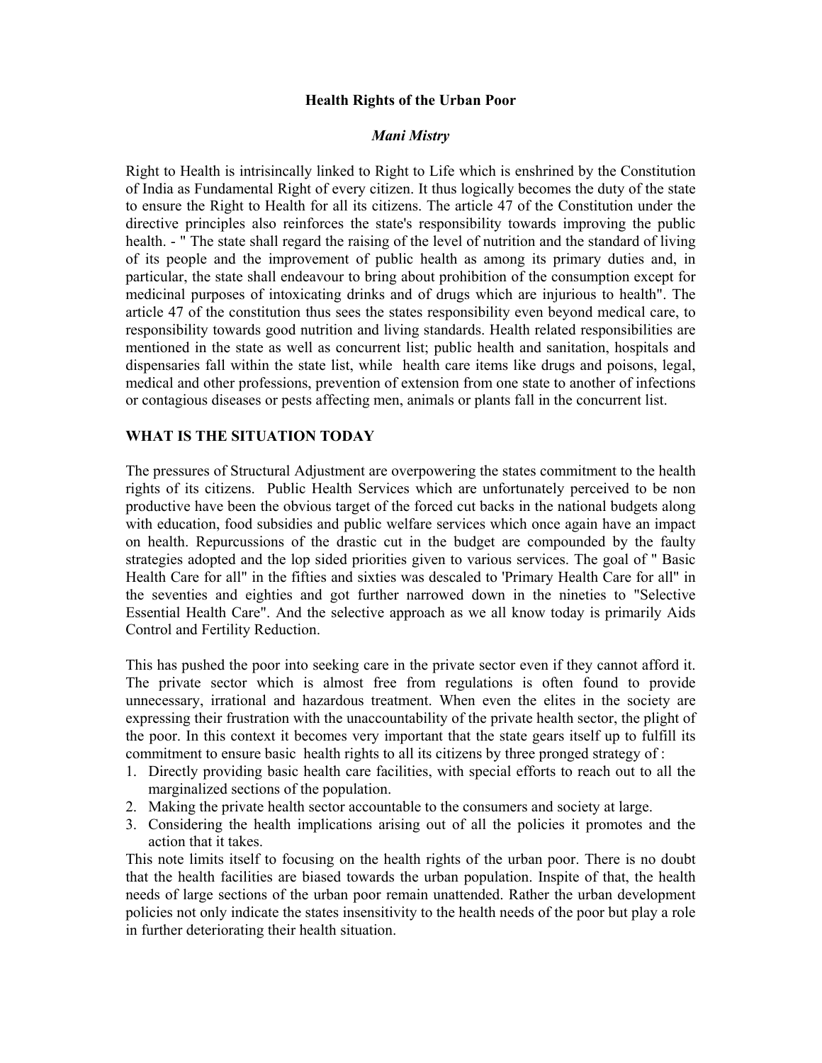# Health Rights of the Urban Poor

***Mani Mistry***

Right to Health is intrisincally linked to Right to Life which is enshrined by the Constitution of India as Fundamental Right of every citizen. It thus logically becomes the duty of the state to ensure the Right to Health for all its citizens. The article 47 of the Constitution under the directive principles also reinforces the state's responsibility towards improving the public health. - " The state shall regard the raising of the level of nutrition and the standard of living of its people and the improvement of public health as among its primary duties and, in particular, the state shall endeavour to bring about prohibition of the consumption except for medicinal purposes of intoxicating drinks and of drugs which are injurious to health". The article 47 of the constitution thus sees the states responsibility even beyond medical care, to responsibility towards good nutrition and living standards. Health related responsibilities are mentioned in the state as well as concurrent list; public health and sanitation, hospitals and dispensaries fall within the state list, while health care items like drugs and poisons, legal, medical and other professions, prevention of extension from one state to another of infections or contagious diseases or pests affecting men, animals or plants fall in the concurrent list.

## WHAT IS THE SITUATION TODAY

The pressures of Structural Adjustment are overpowering the states commitment to the health rights of its citizens. Public Health Services which are unfortunately perceived to be non productive have been the obvious target of the forced cut backs in the national budgets along with education, food subsidies and public welfare services which once again have an impact on health. Repurcussions of the drastic cut in the budget are compounded by the faulty strategies adopted and the lop sided priorities given to various services. The goal of " Basic Health Care for all" in the fifties and sixties was descaled to 'Primary Health Care for all" in the seventies and eighties and got further narrowed down in the nineties to "Selective Essential Health Care". And the selective approach as we all know today is primarily Aids Control and Fertility Reduction.

This has pushed the poor into seeking care in the private sector even if they cannot afford it. The private sector which is almost free from regulations is often found to provide unnecessary, irrational and hazardous treatment. When even the elites in the society are expressing their frustration with the unaccountability of the private health sector, the plight of the poor. In this context it becomes very important that the state gears itself up to fulfill its commitment to ensure basic health rights to all its citizens by three pronged strategy of :

1. Directly providing basic health care facilities, with special efforts to reach out to all the marginalized sections of the population.
2. Making the private health sector accountable to the consumers and society at large.
3. Considering the health implications arising out of all the policies it promotes and the action that it takes.

This note limits itself to focusing on the health rights of the urban poor. There is no doubt that the health facilities are biased towards the urban population. Inspite of that, the health needs of large sections of the urban poor remain unattended. Rather the urban development policies not only indicate the states insensitivity to the health needs of the poor but play a role in further deteriorating their health situation.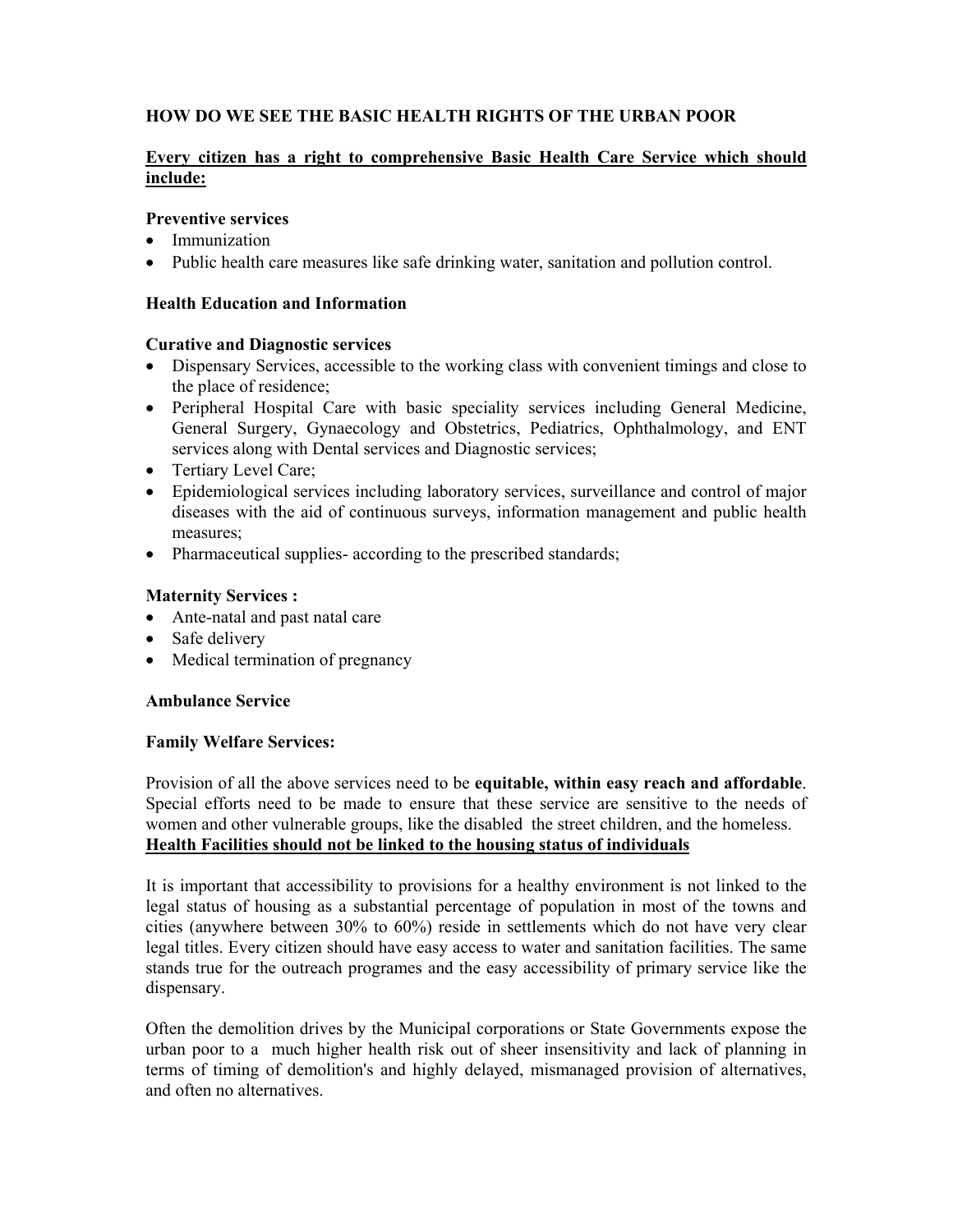## HOW DO WE SEE THE BASIC HEALTH RIGHTS OF THE URBAN POOR

<u>**Every citizen has a right to comprehensive Basic Health Care Service which should include:**</u>

**Preventive services**

- Immunization
- Public health care measures like safe drinking water, sanitation and pollution control.

**Health Education and Information**

**Curative and Diagnostic services**

- Dispensary Services, accessible to the working class with convenient timings and close to the place of residence;
- Peripheral Hospital Care with basic speciality services including General Medicine, General Surgery, Gynaecology and Obstetrics, Pediatrics, Ophthalmology, and ENT services along with Dental services and Diagnostic services;
- Tertiary Level Care;
- Epidemiological services including laboratory services, surveillance and control of major diseases with the aid of continuous surveys, information management and public health measures;
- Pharmaceutical supplies- according to the prescribed standards;

**Maternity Services :**

- Ante-natal and past natal care
- Safe delivery
- Medical termination of pregnancy

**Ambulance Service**

**Family Welfare Services:**

Provision of all the above services need to be **equitable, within easy reach and affordable**. Special efforts need to be made to ensure that these service are sensitive to the needs of women and other vulnerable groups, like the disabled the street children, and the homeless.

<u>**Health Facilities should not be linked to the housing status of individuals**</u>

It is important that accessibility to provisions for a healthy environment is not linked to the legal status of housing as a substantial percentage of population in most of the towns and cities (anywhere between 30% to 60%) reside in settlements which do not have very clear legal titles. Every citizen should have easy access to water and sanitation facilities. The same stands true for the outreach programes and the easy accessibility of primary service like the dispensary.

Often the demolition drives by the Municipal corporations or State Governments expose the urban poor to a much higher health risk out of sheer insensitivity and lack of planning in terms of timing of demolition's and highly delayed, mismanaged provision of alternatives, and often no alternatives.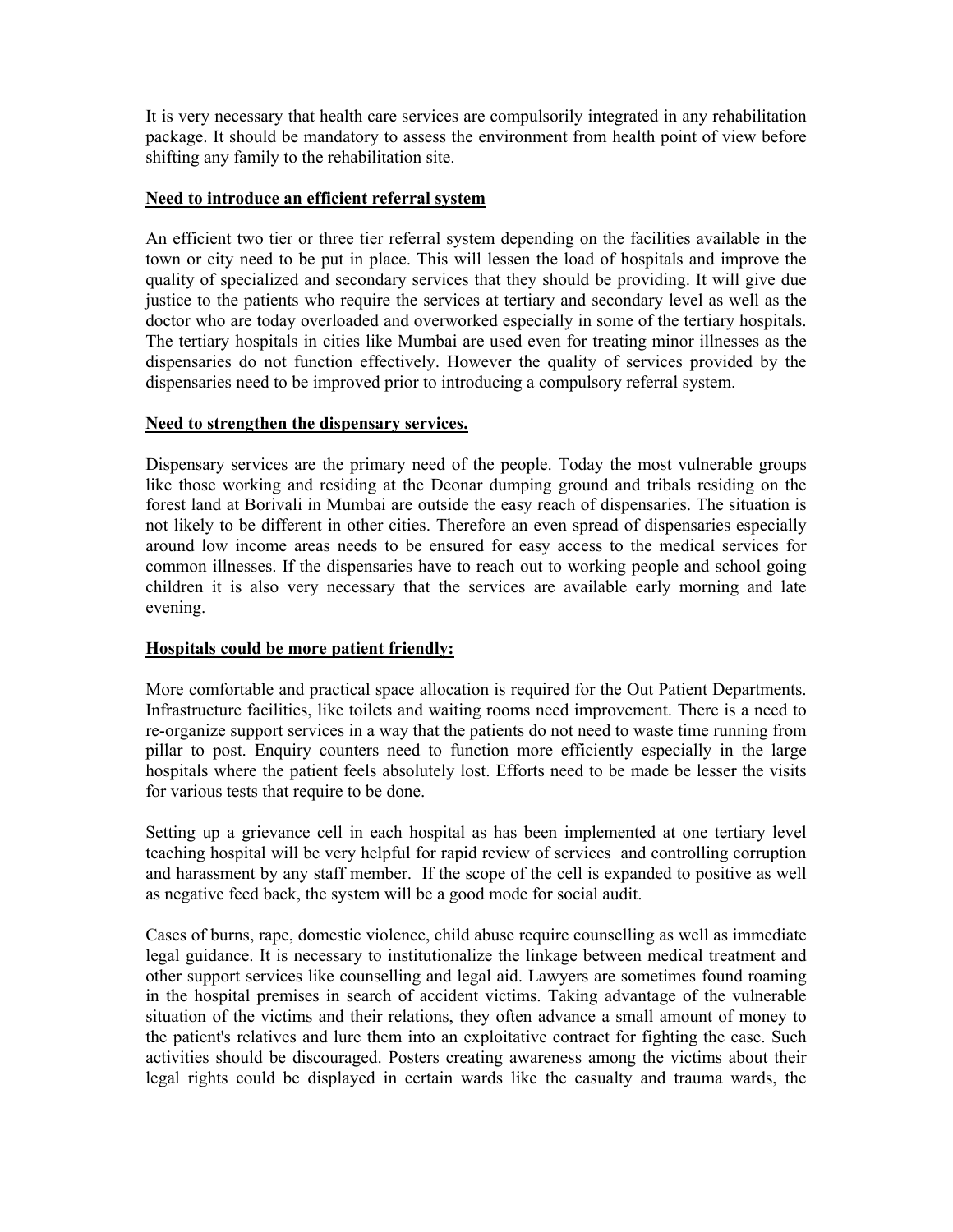It is very necessary that health care services are compulsorily integrated in any rehabilitation package. It should be mandatory to assess the environment from health point of view before shifting any family to the rehabilitation site.

**Need to introduce an efficient referral system**

An efficient two tier or three tier referral system depending on the facilities available in the town or city need to be put in place. This will lessen the load of hospitals and improve the quality of specialized and secondary services that they should be providing. It will give due justice to the patients who require the services at tertiary and secondary level as well as the doctor who are today overloaded and overworked especially in some of the tertiary hospitals. The tertiary hospitals in cities like Mumbai are used even for treating minor illnesses as the dispensaries do not function effectively. However the quality of services provided by the dispensaries need to be improved prior to introducing a compulsory referral system.

**Need to strengthen the dispensary services.**

Dispensary services are the primary need of the people. Today the most vulnerable groups like those working and residing at the Deonar dumping ground and tribals residing on the forest land at Borivali in Mumbai are outside the easy reach of dispensaries. The situation is not likely to be different in other cities. Therefore an even spread of dispensaries especially around low income areas needs to be ensured for easy access to the medical services for common illnesses. If the dispensaries have to reach out to working people and school going children it is also very necessary that the services are available early morning and late evening.

**Hospitals could be more patient friendly:**

More comfortable and practical space allocation is required for the Out Patient Departments. Infrastructure facilities, like toilets and waiting rooms need improvement. There is a need to re-organize support services in a way that the patients do not need to waste time running from pillar to post. Enquiry counters need to function more efficiently especially in the large hospitals where the patient feels absolutely lost. Efforts need to be made be lesser the visits for various tests that require to be done.

Setting up a grievance cell in each hospital as has been implemented at one tertiary level teaching hospital will be very helpful for rapid review of services and controlling corruption and harassment by any staff member. If the scope of the cell is expanded to positive as well as negative feed back, the system will be a good mode for social audit.

Cases of burns, rape, domestic violence, child abuse require counselling as well as immediate legal guidance. It is necessary to institutionalize the linkage between medical treatment and other support services like counselling and legal aid. Lawyers are sometimes found roaming in the hospital premises in search of accident victims. Taking advantage of the vulnerable situation of the victims and their relations, they often advance a small amount of money to the patient's relatives and lure them into an exploitative contract for fighting the case. Such activities should be discouraged. Posters creating awareness among the victims about their legal rights could be displayed in certain wards like the casualty and trauma wards, the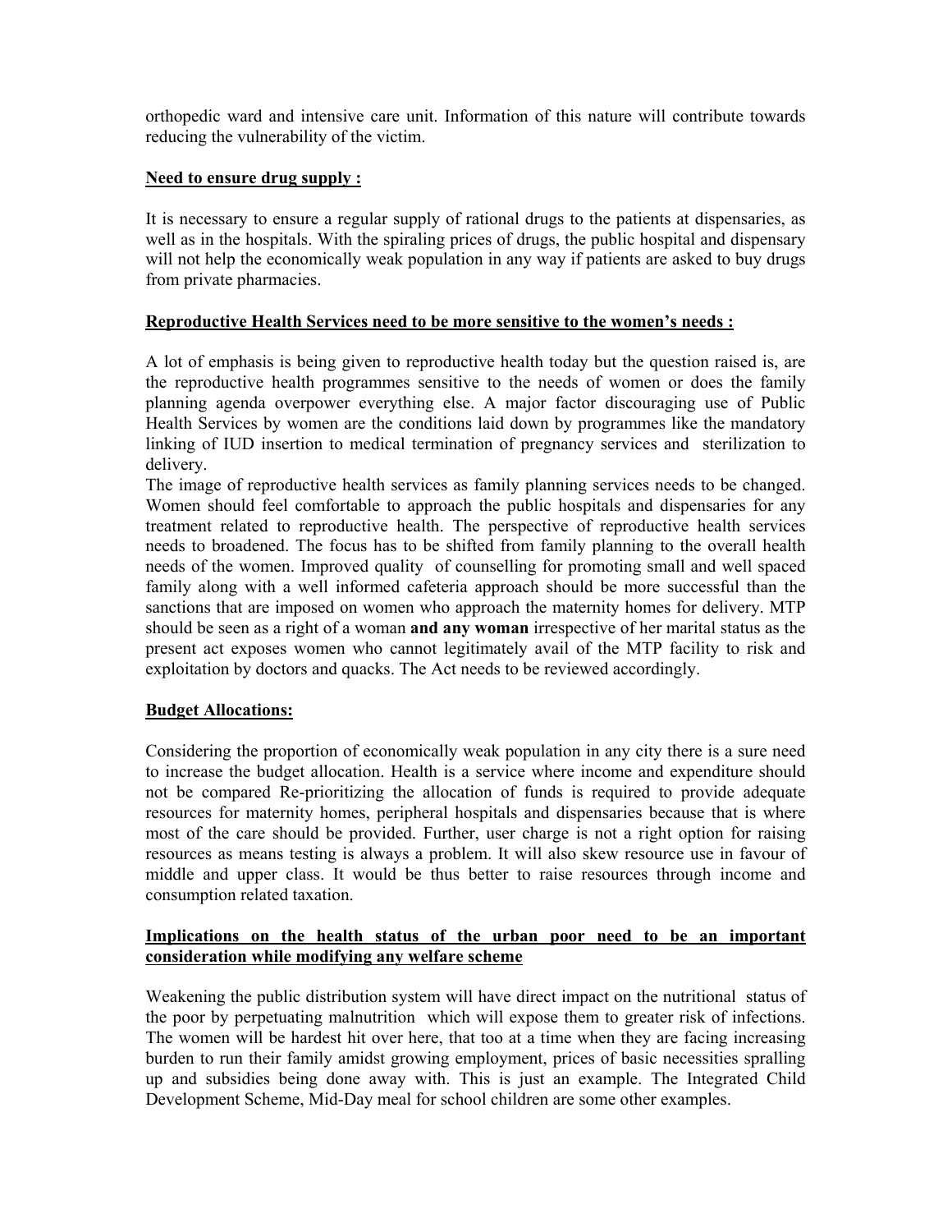orthopedic ward and intensive care unit. Information of this nature will contribute towards reducing the vulnerability of the victim.

**Need to ensure drug supply :**

It is necessary to ensure a regular supply of rational drugs to the patients at dispensaries, as well as in the hospitals. With the spiraling prices of drugs, the public hospital and dispensary will not help the economically weak population in any way if patients are asked to buy drugs from private pharmacies.

**Reproductive Health Services need to be more sensitive to the women's needs :**

A lot of emphasis is being given to reproductive health today but the question raised is, are the reproductive health programmes sensitive to the needs of women or does the family planning agenda overpower everything else. A major factor discouraging use of Public Health Services by women are the conditions laid down by programmes like the mandatory linking of IUD insertion to medical termination of pregnancy services and sterilization to delivery.

The image of reproductive health services as family planning services needs to be changed. Women should feel comfortable to approach the public hospitals and dispensaries for any treatment related to reproductive health. The perspective of reproductive health services needs to broadened. The focus has to be shifted from family planning to the overall health needs of the women. Improved quality of counselling for promoting small and well spaced family along with a well informed cafeteria approach should be more successful than the sanctions that are imposed on women who approach the maternity homes for delivery. MTP should be seen as a right of a woman **and any woman** irrespective of her marital status as the present act exposes women who cannot legitimately avail of the MTP facility to risk and exploitation by doctors and quacks. The Act needs to be reviewed accordingly.

**Budget Allocations:**

Considering the proportion of economically weak population in any city there is a sure need to increase the budget allocation. Health is a service where income and expenditure should not be compared Re-prioritizing the allocation of funds is required to provide adequate resources for maternity homes, peripheral hospitals and dispensaries because that is where most of the care should be provided. Further, user charge is not a right option for raising resources as means testing is always a problem. It will also skew resource use in favour of middle and upper class. It would be thus better to raise resources through income and consumption related taxation.

**Implications on the health status of the urban poor need to be an important consideration while modifying any welfare scheme**

Weakening the public distribution system will have direct impact on the nutritional status of the poor by perpetuating malnutrition which will expose them to greater risk of infections. The women will be hardest hit over here, that too at a time when they are facing increasing burden to run their family amidst growing employment, prices of basic necessities spralling up and subsidies being done away with. This is just an example. The Integrated Child Development Scheme, Mid-Day meal for school children are some other examples.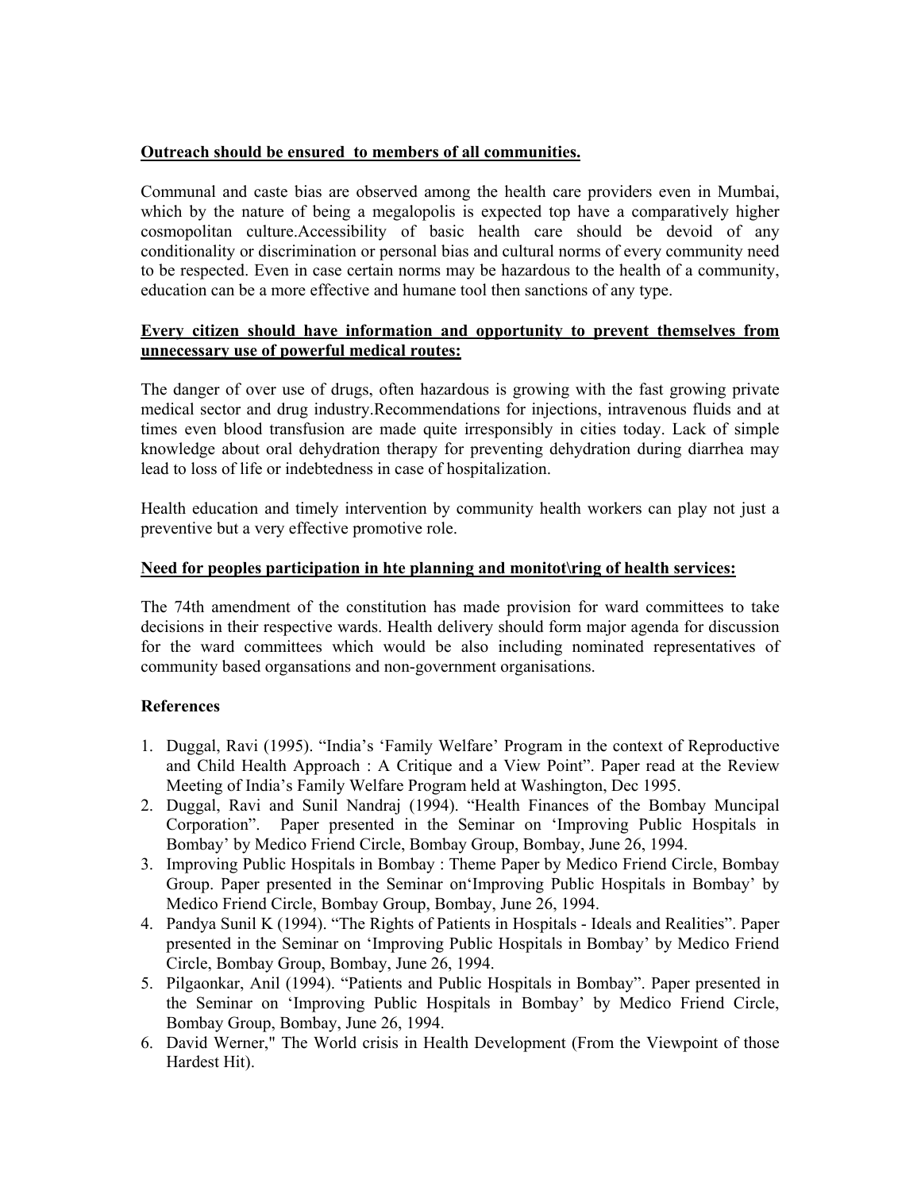**Outreach should be ensured  to members of all communities.**

Communal and caste bias are observed among the health care providers even in Mumbai, which by the nature of being a megalopolis is expected top have a comparatively higher cosmopolitan culture.Accessibility of basic health care should be devoid of any conditionality or discrimination or personal bias and cultural norms of every community need to be respected. Even in case certain norms may be hazardous to the health of a community, education can be a more effective and humane tool then sanctions of any type.

**Every citizen should have information and opportunity to prevent themselves from unnecessary use of powerful medical routes:**

The danger of over use of drugs, often hazardous is growing with the fast growing private medical sector and drug industry.Recommendations for injections, intravenous fluids and at times even blood transfusion are made quite irresponsibly in cities today. Lack of simple knowledge about oral dehydration therapy for preventing dehydration during diarrhea may lead to loss of life or indebtedness in case of hospitalization.

Health education and timely intervention by community health workers can play not just a preventive but a very effective promotive role.

**Need for peoples participation in hte planning and monitot\ring of health services:**

The 74th amendment of the constitution has made provision for ward committees to take decisions in their respective wards. Health delivery should form major agenda for discussion for the ward committees which would be also including nominated representatives of community based organsations and non-government organisations.

**References**

1. Duggal, Ravi (1995). "India's 'Family Welfare' Program in the context of Reproductive and Child Health Approach : A Critique and a View Point". Paper read at the Review Meeting of India's Family Welfare Program held at Washington, Dec 1995.
2. Duggal, Ravi and Sunil Nandraj (1994). "Health Finances of the Bombay Muncipal Corporation". Paper presented in the Seminar on 'Improving Public Hospitals in Bombay' by Medico Friend Circle, Bombay Group, Bombay, June 26, 1994.
3. Improving Public Hospitals in Bombay : Theme Paper by Medico Friend Circle, Bombay Group. Paper presented in the Seminar on'Improving Public Hospitals in Bombay' by Medico Friend Circle, Bombay Group, Bombay, June 26, 1994.
4. Pandya Sunil K (1994). "The Rights of Patients in Hospitals - Ideals and Realities". Paper presented in the Seminar on 'Improving Public Hospitals in Bombay' by Medico Friend Circle, Bombay Group, Bombay, June 26, 1994.
5. Pilgaonkar, Anil (1994). "Patients and Public Hospitals in Bombay". Paper presented in the Seminar on 'Improving Public Hospitals in Bombay' by Medico Friend Circle, Bombay Group, Bombay, June 26, 1994.
6. David Werner," The World crisis in Health Development (From the Viewpoint of those Hardest Hit).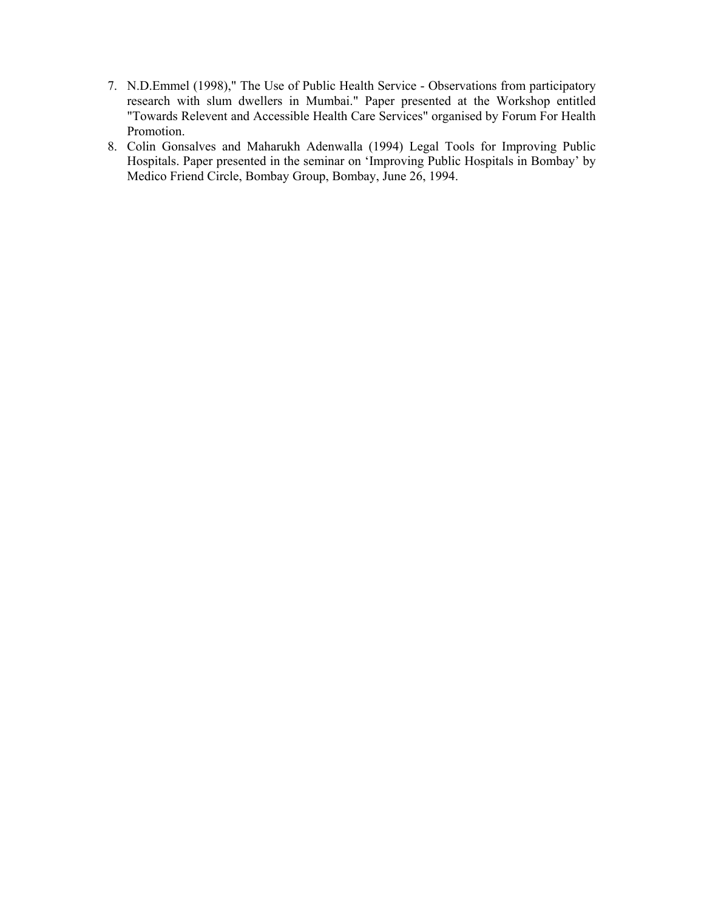7. N.D.Emmel (1998)," The Use of Public Health Service - Observations from participatory research with slum dwellers in Mumbai." Paper presented at the Workshop entitled "Towards Relevent and Accessible Health Care Services" organised by Forum For Health Promotion.
8. Colin Gonsalves and Maharukh Adenwalla (1994) Legal Tools for Improving Public Hospitals. Paper presented in the seminar on 'Improving Public Hospitals in Bombay' by Medico Friend Circle, Bombay Group, Bombay, June 26, 1994.